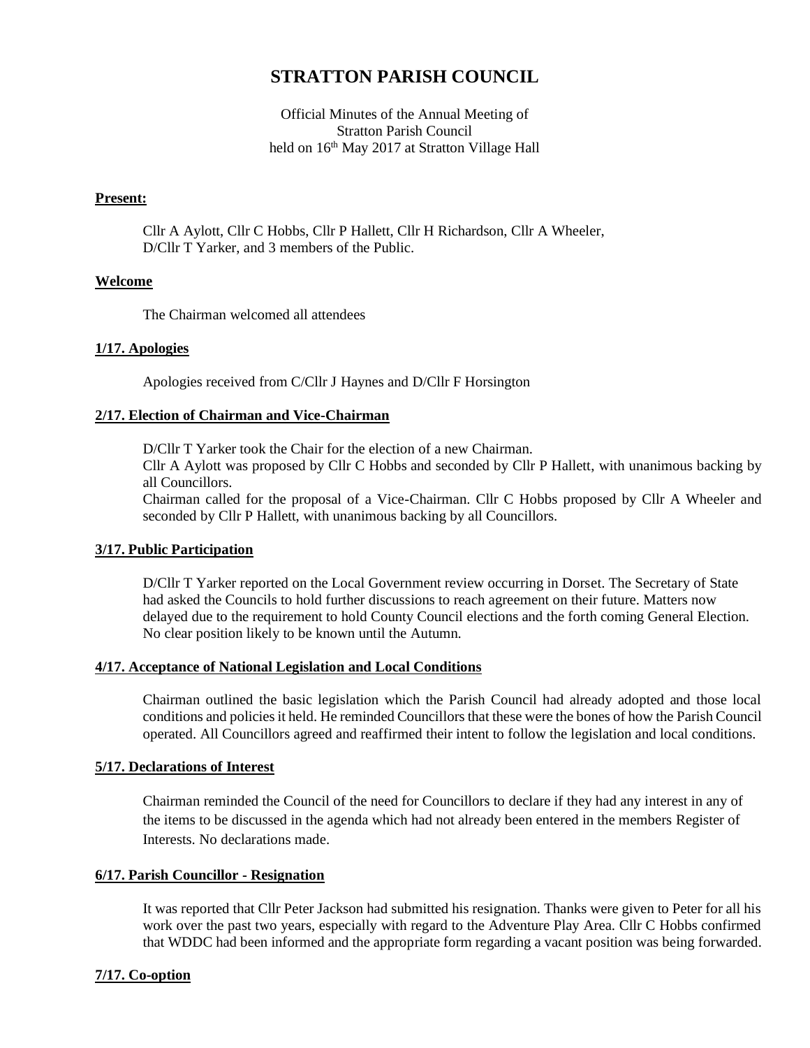# STRATTON PARISH COUNCIL

Official Minutes of the Annual Meeting of
Stratton Parish Council
held on 16th May 2017 at Stratton Village Hall

**Present:**

Cllr A Aylott, Cllr C Hobbs, Cllr P Hallett, Cllr H Richardson, Cllr A Wheeler, D/Cllr T Yarker, and 3 members of the Public.

**Welcome**

The Chairman welcomed all attendees

**1/17. Apologies**

Apologies received from C/Cllr J Haynes and D/Cllr F Horsington

**2/17. Election of Chairman and Vice-Chairman**

D/Cllr T Yarker took the Chair for the election of a new Chairman.
Cllr A Aylott was proposed by Cllr C Hobbs and seconded by Cllr P Hallett, with unanimous backing by all Councillors.
Chairman called for the proposal of a Vice-Chairman. Cllr C Hobbs proposed by Cllr A Wheeler and seconded by Cllr P Hallett, with unanimous backing by all Councillors.

**3/17. Public Participation**

D/Cllr T Yarker reported on the Local Government review occurring in Dorset. The Secretary of State had asked the Councils to hold further discussions to reach agreement on their future. Matters now delayed due to the requirement to hold County Council elections and the forth coming General Election. No clear position likely to be known until the Autumn.

**4/17. Acceptance of National Legislation and Local Conditions**

Chairman outlined the basic legislation which the Parish Council had already adopted and those local conditions and policies it held. He reminded Councillors that these were the bones of how the Parish Council operated. All Councillors agreed and reaffirmed their intent to follow the legislation and local conditions.

**5/17. Declarations of Interest**

Chairman reminded the Council of the need for Councillors to declare if they had any interest in any of the items to be discussed in the agenda which had not already been entered in the members Register of Interests. No declarations made.

**6/17. Parish Councillor - Resignation**

It was reported that Cllr Peter Jackson had submitted his resignation. Thanks were given to Peter for all his work over the past two years, especially with regard to the Adventure Play Area. Cllr C Hobbs confirmed that WDDC had been informed and the appropriate form regarding a vacant position was being forwarded.

**7/17. Co-option**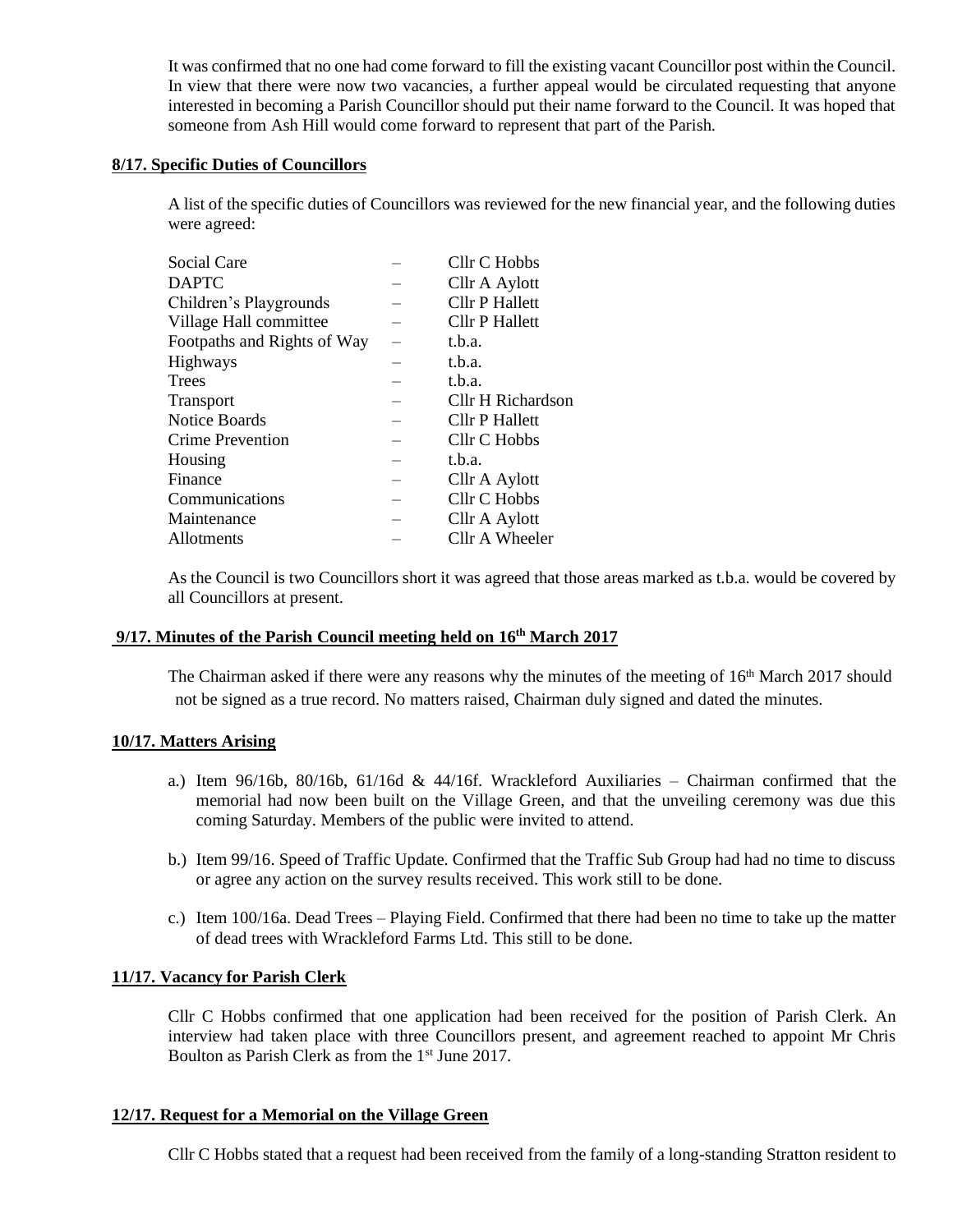It was confirmed that no one had come forward to fill the existing vacant Councillor post within the Council. In view that there were now two vacancies, a further appeal would be circulated requesting that anyone interested in becoming a Parish Councillor should put their name forward to the Council. It was hoped that someone from Ash Hill would come forward to represent that part of the Parish.

## 8/17. Specific Duties of Councillors

A list of the specific duties of Councillors was reviewed for the new financial year, and the following duties were agreed:

| | | |
|---|---|---|
| Social Care | – | Cllr C Hobbs |
| DAPTC | – | Cllr A Aylott |
| Children's Playgrounds | – | Cllr P Hallett |
| Village Hall committee | – | Cllr P Hallett |
| Footpaths and Rights of Way | – | t.b.a. |
| Highways | – | t.b.a. |
| Trees | – | t.b.a. |
| Transport | – | Cllr H Richardson |
| Notice Boards | – | Cllr P Hallett |
| Crime Prevention | – | Cllr C Hobbs |
| Housing | – | t.b.a. |
| Finance | – | Cllr A Aylott |
| Communications | – | Cllr C Hobbs |
| Maintenance | – | Cllr A Aylott |
| Allotments | – | Cllr A Wheeler |

As the Council is two Councillors short it was agreed that those areas marked as t.b.a. would be covered by all Councillors at present.

## 9/17. Minutes of the Parish Council meeting held on 16th March 2017

The Chairman asked if there were any reasons why the minutes of the meeting of 16th March 2017 should not be signed as a true record. No matters raised, Chairman duly signed and dated the minutes.

## 10/17. Matters Arising

a.) Item 96/16b, 80/16b, 61/16d & 44/16f. Wrackleford Auxiliaries – Chairman confirmed that the memorial had now been built on the Village Green, and that the unveiling ceremony was due this coming Saturday. Members of the public were invited to attend.

b.) Item 99/16. Speed of Traffic Update. Confirmed that the Traffic Sub Group had had no time to discuss or agree any action on the survey results received. This work still to be done.

c.) Item 100/16a. Dead Trees – Playing Field. Confirmed that there had been no time to take up the matter of dead trees with Wrackleford Farms Ltd. This still to be done.

## 11/17. Vacancy for Parish Clerk

Cllr C Hobbs confirmed that one application had been received for the position of Parish Clerk. An interview had taken place with three Councillors present, and agreement reached to appoint Mr Chris Boulton as Parish Clerk as from the 1st June 2017.

## 12/17. Request for a Memorial on the Village Green

Cllr C Hobbs stated that a request had been received from the family of a long-standing Stratton resident to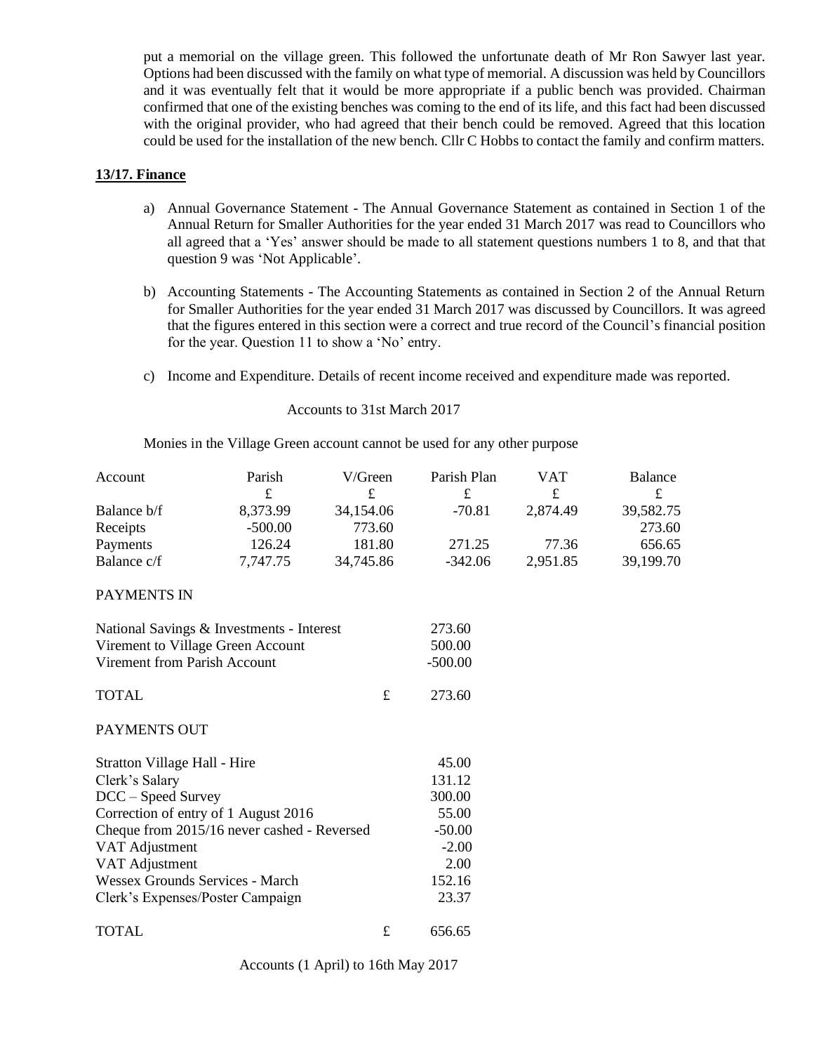put a memorial on the village green. This followed the unfortunate death of Mr Ron Sawyer last year. Options had been discussed with the family on what type of memorial. A discussion was held by Councillors and it was eventually felt that it would be more appropriate if a public bench was provided. Chairman confirmed that one of the existing benches was coming to the end of its life, and this fact had been discussed with the original provider, who had agreed that their bench could be removed. Agreed that this location could be used for the installation of the new bench. Cllr C Hobbs to contact the family and confirm matters.

**13/17. Finance**

a) Annual Governance Statement - The Annual Governance Statement as contained in Section 1 of the Annual Return for Smaller Authorities for the year ended 31 March 2017 was read to Councillors who all agreed that a 'Yes' answer should be made to all statement questions numbers 1 to 8, and that that question 9 was 'Not Applicable'.

b) Accounting Statements - The Accounting Statements as contained in Section 2 of the Annual Return for Smaller Authorities for the year ended 31 March 2017 was discussed by Councillors. It was agreed that the figures entered in this section were a correct and true record of the Council's financial position for the year. Question 11 to show a 'No' entry.

c) Income and Expenditure. Details of recent income received and expenditure made was reported.

Accounts to 31st March 2017

Monies in the Village Green account cannot be used for any other purpose

| Account | Parish £ | V/Green £ | Parish Plan £ | VAT £ | Balance £ |
|---|---|---|---|---|---|
| Balance b/f | 8,373.99 | 34,154.06 | -70.81 | 2,874.49 | 39,582.75 |
| Receipts | -500.00 | 773.60 | | | 273.60 |
| Payments | 126.24 | 181.80 | 271.25 | 77.36 | 656.65 |
| Balance c/f | 7,747.75 | 34,745.86 | -342.06 | 2,951.85 | 39,199.70 |

PAYMENTS IN

| | | |
|---|---|---|
| National Savings & Investments - Interest | | 273.60 |
| Virement to Village Green Account | | 500.00 |
| Virement from Parish Account | | -500.00 |
| TOTAL | £ | 273.60 |

PAYMENTS OUT

| | | |
|---|---|---|
| Stratton Village Hall - Hire | | 45.00 |
| Clerk's Salary | | 131.12 |
| DCC – Speed Survey | | 300.00 |
| Correction of entry of 1 August 2016 | | 55.00 |
| Cheque from 2015/16 never cashed - Reversed | | -50.00 |
| VAT Adjustment | | -2.00 |
| VAT Adjustment | | 2.00 |
| Wessex Grounds Services - March | | 152.16 |
| Clerk's Expenses/Poster Campaign | | 23.37 |
| TOTAL | £ | 656.65 |

Accounts (1 April) to 16th May 2017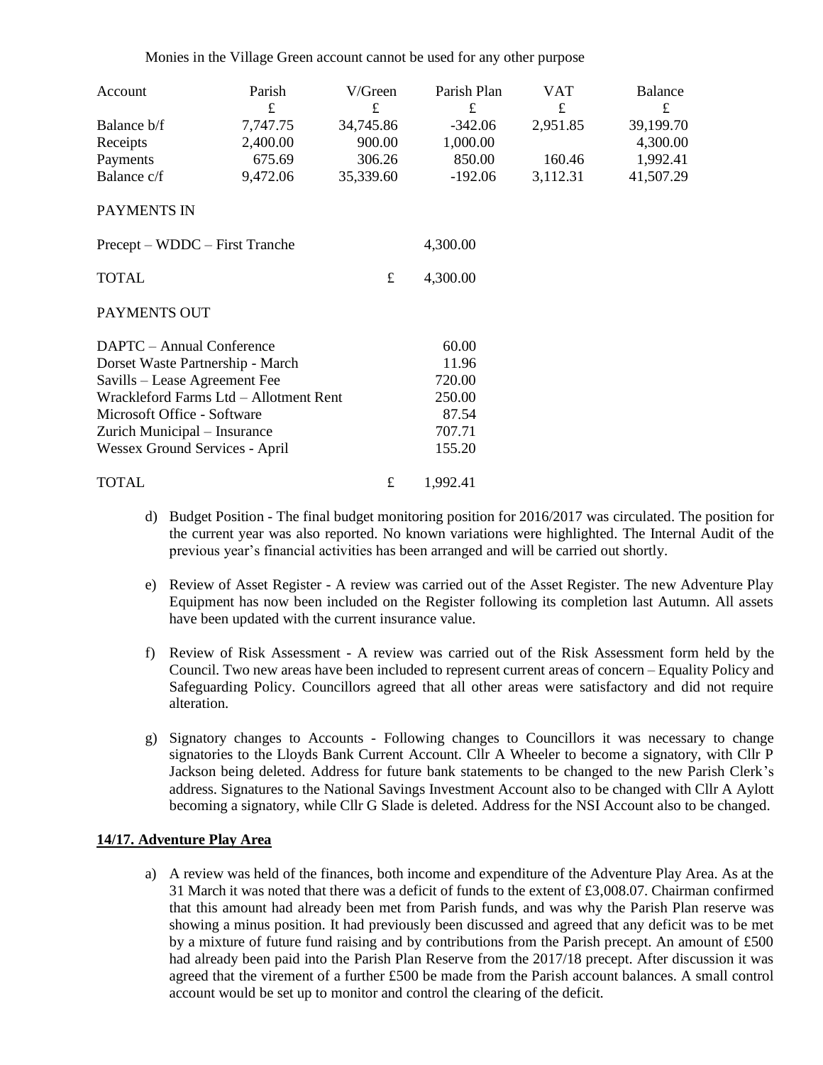Monies in the Village Green account cannot be used for any other purpose

| Account | Parish | V/Green | Parish Plan | VAT | Balance |
|---|---|---|---|---|---|
| | £ | £ | £ | £ | £ |
| Balance b/f | 7,747.75 | 34,745.86 | -342.06 | 2,951.85 | 39,199.70 |
| Receipts | 2,400.00 | 900.00 | 1,000.00 | | 4,300.00 |
| Payments | 675.69 | 306.26 | 850.00 | 160.46 | 1,992.41 |
| Balance c/f | 9,472.06 | 35,339.60 | -192.06 | 3,112.31 | 41,507.29 |

PAYMENTS IN

| | | |
|---|---|---|
| Precept – WDDC – First Tranche | | 4,300.00 |
| TOTAL | £ | 4,300.00 |

PAYMENTS OUT

| | | |
|---|---|---|
| DAPTC – Annual Conference | | 60.00 |
| Dorset Waste Partnership - March | | 11.96 |
| Savills – Lease Agreement Fee | | 720.00 |
| Wrackleford Farms Ltd – Allotment Rent | | 250.00 |
| Microsoft Office - Software | | 87.54 |
| Zurich Municipal – Insurance | | 707.71 |
| Wessex Ground Services - April | | 155.20 |
| TOTAL | £ | 1,992.41 |

d) Budget Position - The final budget monitoring position for 2016/2017 was circulated. The position for the current year was also reported. No known variations were highlighted. The Internal Audit of the previous year's financial activities has been arranged and will be carried out shortly.

e) Review of Asset Register - A review was carried out of the Asset Register. The new Adventure Play Equipment has now been included on the Register following its completion last Autumn. All assets have been updated with the current insurance value.

f) Review of Risk Assessment - A review was carried out of the Risk Assessment form held by the Council. Two new areas have been included to represent current areas of concern – Equality Policy and Safeguarding Policy. Councillors agreed that all other areas were satisfactory and did not require alteration.

g) Signatory changes to Accounts - Following changes to Councillors it was necessary to change signatories to the Lloyds Bank Current Account. Cllr A Wheeler to become a signatory, with Cllr P Jackson being deleted. Address for future bank statements to be changed to the new Parish Clerk's address. Signatures to the National Savings Investment Account also to be changed with Cllr A Aylott becoming a signatory, while Cllr G Slade is deleted. Address for the NSI Account also to be changed.

**14/17. Adventure Play Area**

a) A review was held of the finances, both income and expenditure of the Adventure Play Area. As at the 31 March it was noted that there was a deficit of funds to the extent of £3,008.07. Chairman confirmed that this amount had already been met from Parish funds, and was why the Parish Plan reserve was showing a minus position. It had previously been discussed and agreed that any deficit was to be met by a mixture of future fund raising and by contributions from the Parish precept. An amount of £500 had already been paid into the Parish Plan Reserve from the 2017/18 precept. After discussion it was agreed that the virement of a further £500 be made from the Parish account balances. A small control account would be set up to monitor and control the clearing of the deficit.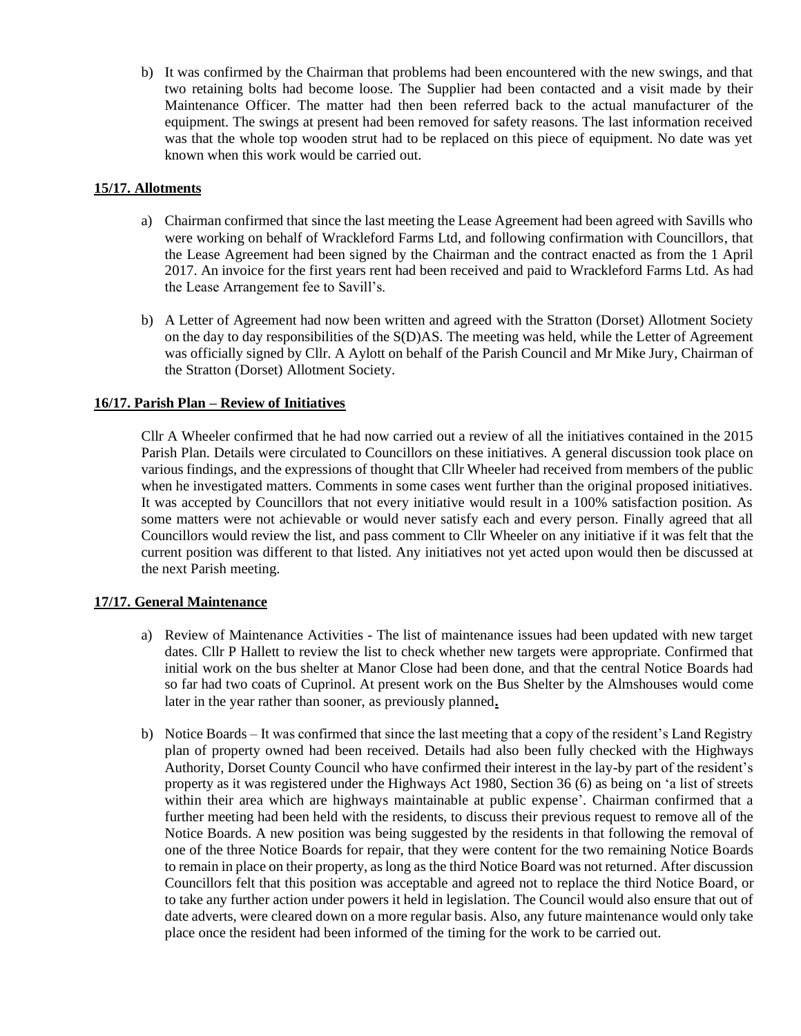b) It was confirmed by the Chairman that problems had been encountered with the new swings, and that two retaining bolts had become loose. The Supplier had been contacted and a visit made by their Maintenance Officer. The matter had then been referred back to the actual manufacturer of the equipment. The swings at present had been removed for safety reasons. The last information received was that the whole top wooden strut had to be replaced on this piece of equipment. No date was yet known when this work would be carried out.

**15/17. Allotments**

a) Chairman confirmed that since the last meeting the Lease Agreement had been agreed with Savills who were working on behalf of Wrackleford Farms Ltd, and following confirmation with Councillors, that the Lease Agreement had been signed by the Chairman and the contract enacted as from the 1 April 2017. An invoice for the first years rent had been received and paid to Wrackleford Farms Ltd. As had the Lease Arrangement fee to Savill's.

b) A Letter of Agreement had now been written and agreed with the Stratton (Dorset) Allotment Society on the day to day responsibilities of the S(D)AS. The meeting was held, while the Letter of Agreement was officially signed by Cllr. A Aylott on behalf of the Parish Council and Mr Mike Jury, Chairman of the Stratton (Dorset) Allotment Society.

**16/17. Parish Plan – Review of Initiatives**

Cllr A Wheeler confirmed that he had now carried out a review of all the initiatives contained in the 2015 Parish Plan. Details were circulated to Councillors on these initiatives. A general discussion took place on various findings, and the expressions of thought that Cllr Wheeler had received from members of the public when he investigated matters. Comments in some cases went further than the original proposed initiatives. It was accepted by Councillors that not every initiative would result in a 100% satisfaction position. As some matters were not achievable or would never satisfy each and every person. Finally agreed that all Councillors would review the list, and pass comment to Cllr Wheeler on any initiative if it was felt that the current position was different to that listed. Any initiatives not yet acted upon would then be discussed at the next Parish meeting.

**17/17. General Maintenance**

a) Review of Maintenance Activities - The list of maintenance issues had been updated with new target dates. Cllr P Hallett to review the list to check whether new targets were appropriate. Confirmed that initial work on the bus shelter at Manor Close had been done, and that the central Notice Boards had so far had two coats of Cuprinol. At present work on the Bus Shelter by the Almshouses would come later in the year rather than sooner, as previously planned.

b) Notice Boards – It was confirmed that since the last meeting that a copy of the resident's Land Registry plan of property owned had been received. Details had also been fully checked with the Highways Authority, Dorset County Council who have confirmed their interest in the lay-by part of the resident's property as it was registered under the Highways Act 1980, Section 36 (6) as being on 'a list of streets within their area which are highways maintainable at public expense'. Chairman confirmed that a further meeting had been held with the residents, to discuss their previous request to remove all of the Notice Boards. A new position was being suggested by the residents in that following the removal of one of the three Notice Boards for repair, that they were content for the two remaining Notice Boards to remain in place on their property, as long as the third Notice Board was not returned. After discussion Councillors felt that this position was acceptable and agreed not to replace the third Notice Board, or to take any further action under powers it held in legislation. The Council would also ensure that out of date adverts, were cleared down on a more regular basis. Also, any future maintenance would only take place once the resident had been informed of the timing for the work to be carried out.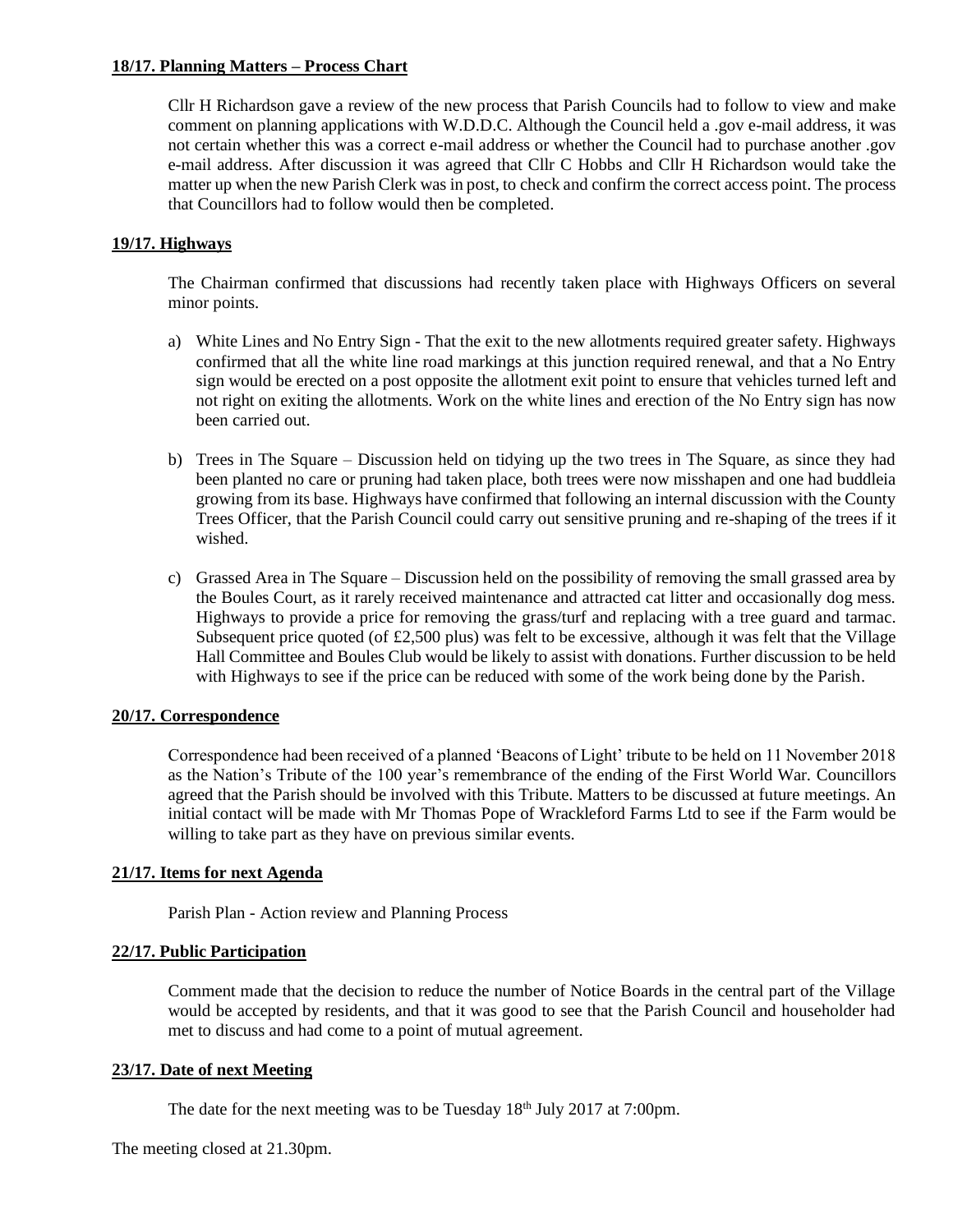**18/17. Planning Matters – Process Chart**

Cllr H Richardson gave a review of the new process that Parish Councils had to follow to view and make comment on planning applications with W.D.D.C. Although the Council held a .gov e-mail address, it was not certain whether this was a correct e-mail address or whether the Council had to purchase another .gov e-mail address. After discussion it was agreed that Cllr C Hobbs and Cllr H Richardson would take the matter up when the new Parish Clerk was in post, to check and confirm the correct access point. The process that Councillors had to follow would then be completed.

**19/17. Highways**

The Chairman confirmed that discussions had recently taken place with Highways Officers on several minor points.

a) White Lines and No Entry Sign - That the exit to the new allotments required greater safety. Highways confirmed that all the white line road markings at this junction required renewal, and that a No Entry sign would be erected on a post opposite the allotment exit point to ensure that vehicles turned left and not right on exiting the allotments. Work on the white lines and erection of the No Entry sign has now been carried out.

b) Trees in The Square – Discussion held on tidying up the two trees in The Square, as since they had been planted no care or pruning had taken place, both trees were now misshapen and one had buddleia growing from its base. Highways have confirmed that following an internal discussion with the County Trees Officer, that the Parish Council could carry out sensitive pruning and re-shaping of the trees if it wished.

c) Grassed Area in The Square – Discussion held on the possibility of removing the small grassed area by the Boules Court, as it rarely received maintenance and attracted cat litter and occasionally dog mess. Highways to provide a price for removing the grass/turf and replacing with a tree guard and tarmac. Subsequent price quoted (of £2,500 plus) was felt to be excessive, although it was felt that the Village Hall Committee and Boules Club would be likely to assist with donations. Further discussion to be held with Highways to see if the price can be reduced with some of the work being done by the Parish.

**20/17. Correspondence**

Correspondence had been received of a planned 'Beacons of Light' tribute to be held on 11 November 2018 as the Nation's Tribute of the 100 year's remembrance of the ending of the First World War. Councillors agreed that the Parish should be involved with this Tribute. Matters to be discussed at future meetings. An initial contact will be made with Mr Thomas Pope of Wrackleford Farms Ltd to see if the Farm would be willing to take part as they have on previous similar events.

**21/17. Items for next Agenda**

Parish Plan - Action review and Planning Process

**22/17. Public Participation**

Comment made that the decision to reduce the number of Notice Boards in the central part of the Village would be accepted by residents, and that it was good to see that the Parish Council and householder had met to discuss and had come to a point of mutual agreement.

**23/17. Date of next Meeting**

The date for the next meeting was to be Tuesday 18th July 2017 at 7:00pm.

The meeting closed at 21.30pm.